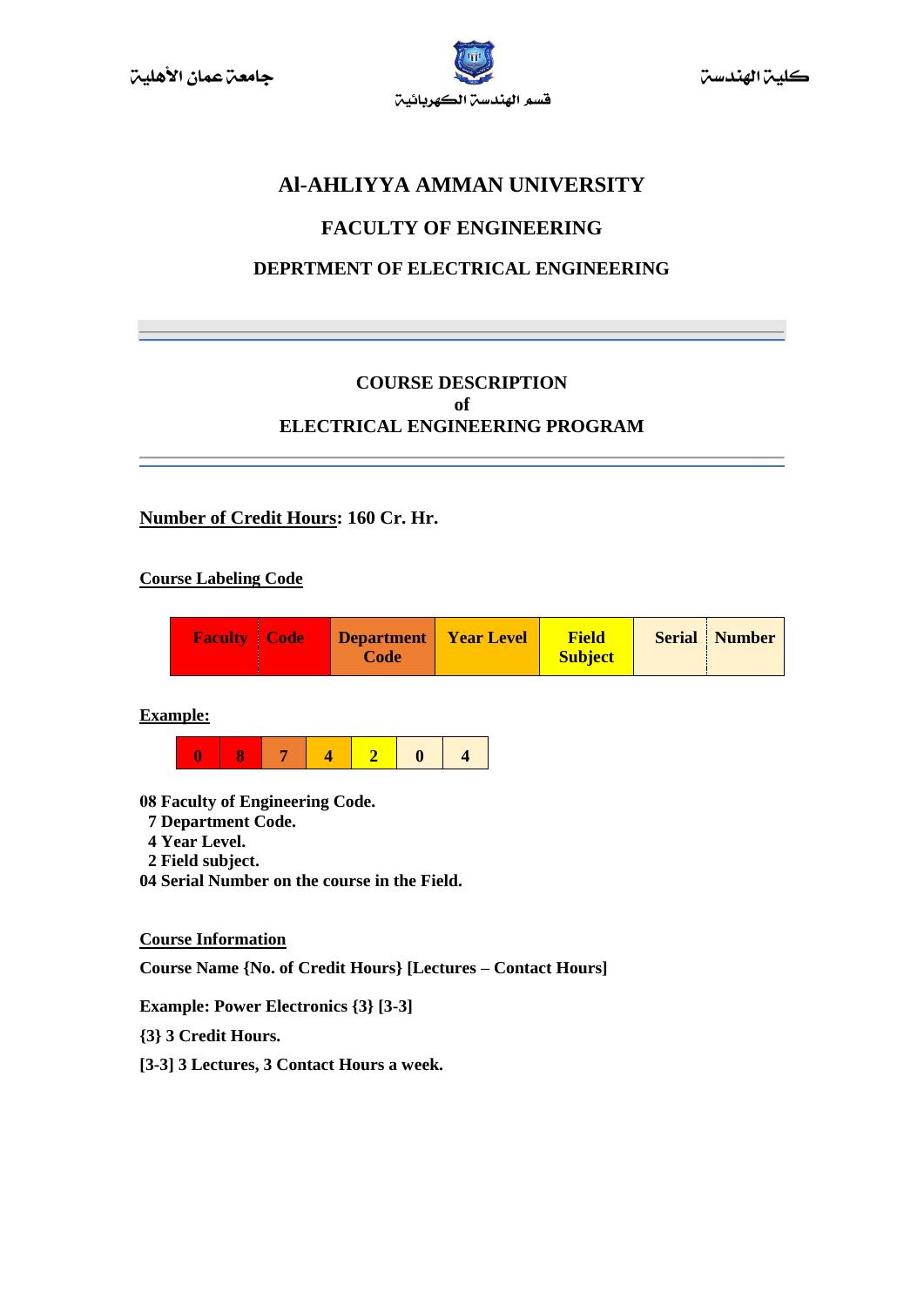جامعة عمان الأهلية

قسم الهندسة الكهربائية

كلية الهندسة

# Al-AHLIYYA AMMAN UNIVERSITY

## FACULTY OF ENGINEERING

### DEPRTMENT OF ELECTRICAL ENGINEERING

---

**COURSE DESCRIPTION**
**of**
**ELECTRICAL ENGINEERING PROGRAM**

---

**Number of Credit Hours: 160 Cr. Hr.**

**Course Labeling Code**

| Faculty | Code | Department Code | Year Level | Field Subject | Serial | Number |
|---|---|---|---|---|---|---|

**Example:**

| 0 | 8 | 7 | 4 | 2 | 0 | 4 |
|---|---|---|---|---|---|---|

**08 Faculty of Engineering Code.**
**7 Department Code.**
**4 Year Level.**
**2 Field subject.**
**04 Serial Number on the course in the Field.**

**Course Information**

**Course Name {No. of Credit Hours} [Lectures – Contact Hours]**

**Example: Power Electronics {3} [3-3]**

**{3} 3 Credit Hours.**

**[3-3] 3 Lectures, 3 Contact Hours a week.**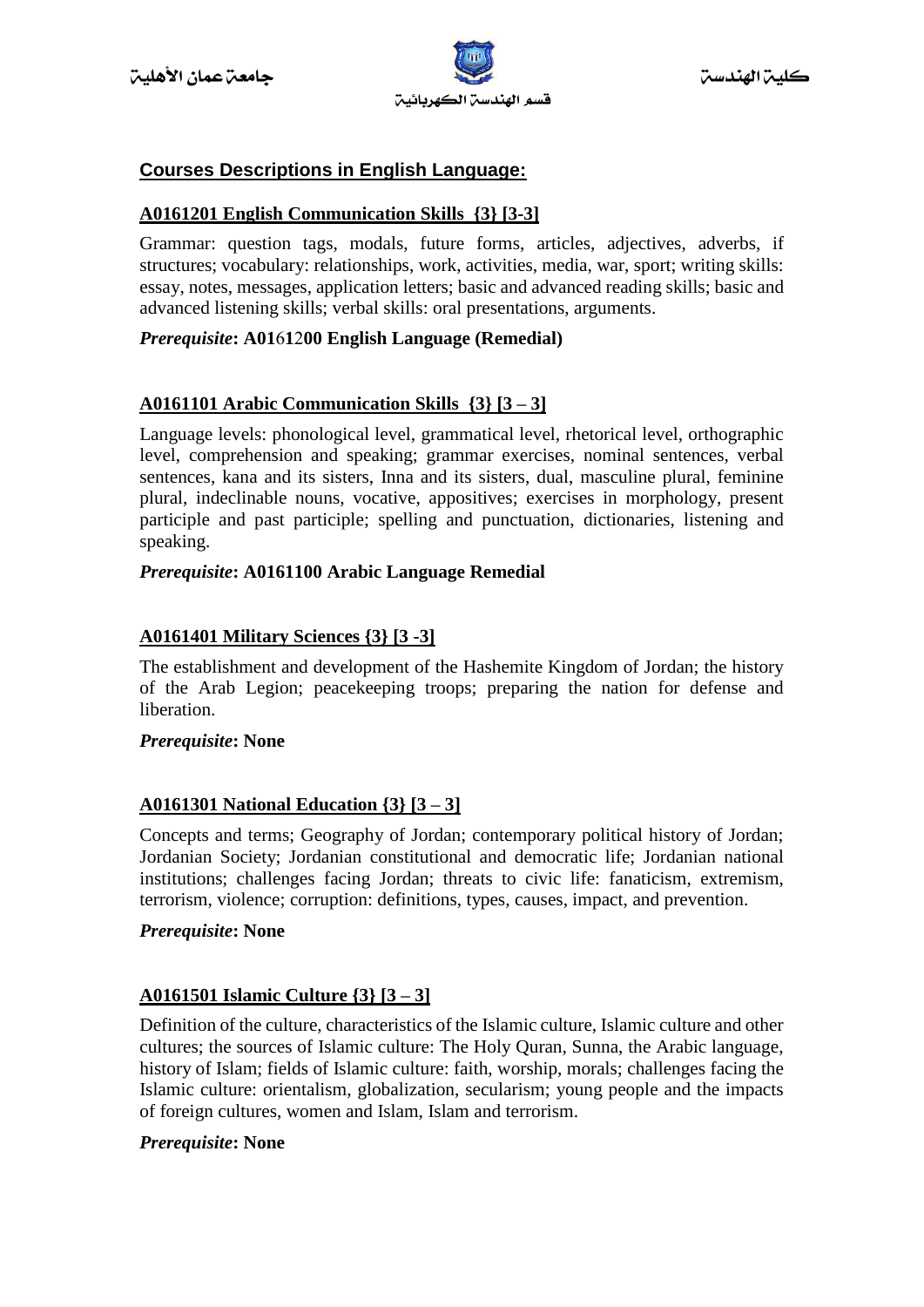## Courses Descriptions in English Language:

### A0161201 English Communication Skills {3} [3-3]

Grammar: question tags, modals, future forms, articles, adjectives, adverbs, if structures; vocabulary: relationships, work, activities, media, war, sport; writing skills: essay, notes, messages, application letters; basic and advanced reading skills; basic and advanced listening skills; verbal skills: oral presentations, arguments.

***Prerequisite*: A0161200 English Language (Remedial)**

### A0161101 Arabic Communication Skills {3} [3 – 3]

Language levels: phonological level, grammatical level, rhetorical level, orthographic level, comprehension and speaking; grammar exercises, nominal sentences, verbal sentences, kana and its sisters, Inna and its sisters, dual, masculine plural, feminine plural, indeclinable nouns, vocative, appositives; exercises in morphology, present participle and past participle; spelling and punctuation, dictionaries, listening and speaking.

***Prerequisite*: A0161100 Arabic Language Remedial**

### A0161401 Military Sciences {3} [3 -3]

The establishment and development of the Hashemite Kingdom of Jordan; the history of the Arab Legion; peacekeeping troops; preparing the nation for defense and liberation.

***Prerequisite*: None**

### A0161301 National Education {3} [3 – 3]

Concepts and terms; Geography of Jordan; contemporary political history of Jordan; Jordanian Society; Jordanian constitutional and democratic life; Jordanian national institutions; challenges facing Jordan; threats to civic life: fanaticism, extremism, terrorism, violence; corruption: definitions, types, causes, impact, and prevention.

***Prerequisite*: None**

### A0161501 Islamic Culture {3} [3 – 3]

Definition of the culture, characteristics of the Islamic culture, Islamic culture and other cultures; the sources of Islamic culture: The Holy Quran, Sunna, the Arabic language, history of Islam; fields of Islamic culture: faith, worship, morals; challenges facing the Islamic culture: orientalism, globalization, secularism; young people and the impacts of foreign cultures, women and Islam, Islam and terrorism.

***Prerequisite*: None**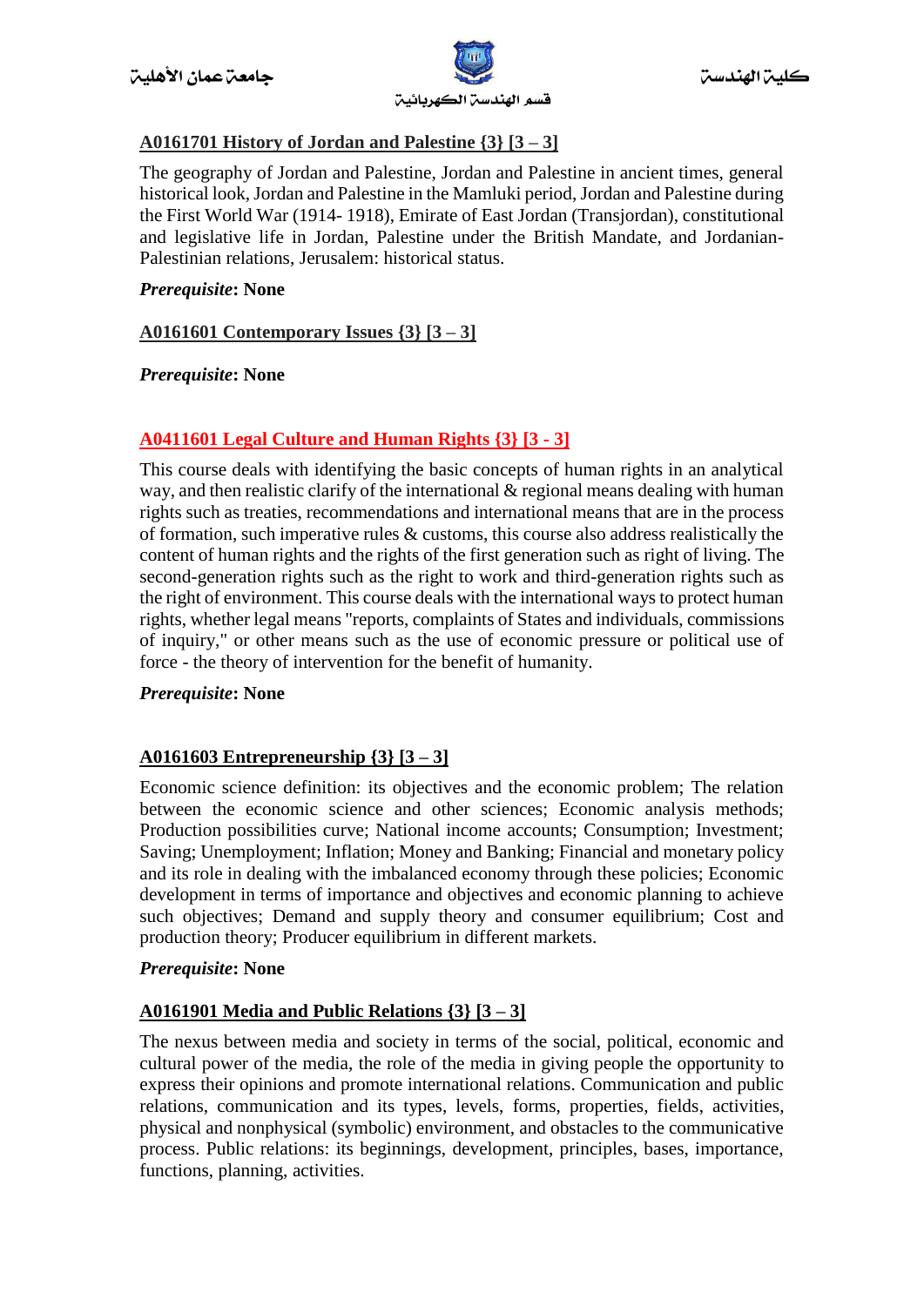### A0161701 History of Jordan and Palestine {3} [3 – 3]

The geography of Jordan and Palestine, Jordan and Palestine in ancient times, general historical look, Jordan and Palestine in the Mamluki period, Jordan and Palestine during the First World War (1914- 1918), Emirate of East Jordan (Transjordan), constitutional and legislative life in Jordan, Palestine under the British Mandate, and Jordanian-Palestinian relations, Jerusalem: historical status.

***Prerequisite*: None**

### A0161601 Contemporary Issues {3} [3 – 3]

***Prerequisite*: None**

### A0411601 Legal Culture and Human Rights {3} [3 - 3]

This course deals with identifying the basic concepts of human rights in an analytical way, and then realistic clarify of the international & regional means dealing with human rights such as treaties, recommendations and international means that are in the process of formation, such imperative rules & customs, this course also address realistically the content of human rights and the rights of the first generation such as right of living. The second-generation rights such as the right to work and third-generation rights such as the right of environment. This course deals with the international ways to protect human rights, whether legal means "reports, complaints of States and individuals, commissions of inquiry," or other means such as the use of economic pressure or political use of force - the theory of intervention for the benefit of humanity.

***Prerequisite*: None**

### A0161603 Entrepreneurship {3} [3 – 3]

Economic science definition: its objectives and the economic problem; The relation between the economic science and other sciences; Economic analysis methods; Production possibilities curve; National income accounts; Consumption; Investment; Saving; Unemployment; Inflation; Money and Banking; Financial and monetary policy and its role in dealing with the imbalanced economy through these policies; Economic development in terms of importance and objectives and economic planning to achieve such objectives; Demand and supply theory and consumer equilibrium; Cost and production theory; Producer equilibrium in different markets.

***Prerequisite*: None**

### A0161901 Media and Public Relations {3} [3 – 3]

The nexus between media and society in terms of the social, political, economic and cultural power of the media, the role of the media in giving people the opportunity to express their opinions and promote international relations. Communication and public relations, communication and its types, levels, forms, properties, fields, activities, physical and nonphysical (symbolic) environment, and obstacles to the communicative process. Public relations: its beginnings, development, principles, bases, importance, functions, planning, activities.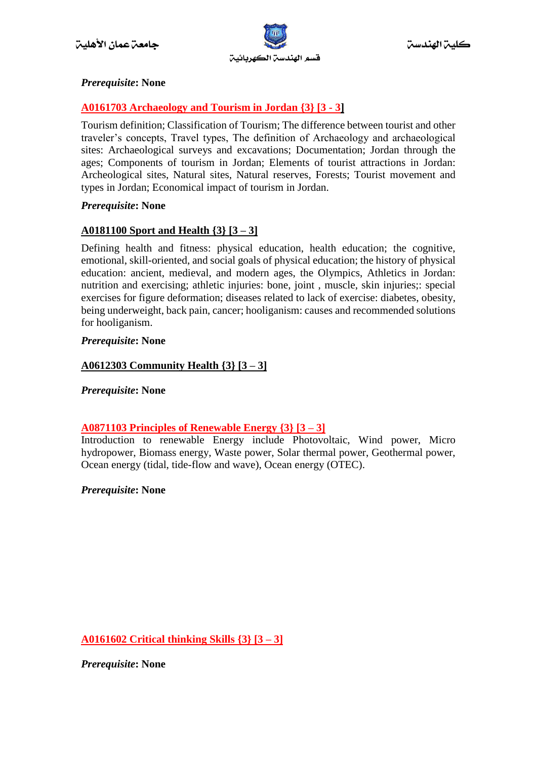***Prerequisite*: None**

### A0161703 Archaeology and Tourism in Jordan {3} [3 - 3]

Tourism definition; Classification of Tourism; The difference between tourist and other traveler's concepts, Travel types, The definition of Archaeology and archaeological sites: Archaeological surveys and excavations; Documentation; Jordan through the ages; Components of tourism in Jordan; Elements of tourist attractions in Jordan: Archeological sites, Natural sites, Natural reserves, Forests; Tourist movement and types in Jordan; Economical impact of tourism in Jordan.

***Prerequisite*: None**

### A0181100 Sport and Health {3} [3 – 3]

Defining health and fitness: physical education, health education; the cognitive, emotional, skill-oriented, and social goals of physical education; the history of physical education: ancient, medieval, and modern ages, the Olympics, Athletics in Jordan: nutrition and exercising; athletic injuries: bone, joint , muscle, skin injuries;: special exercises for figure deformation; diseases related to lack of exercise: diabetes, obesity, being underweight, back pain, cancer; hooliganism: causes and recommended solutions for hooliganism.

***Prerequisite*: None**

### A0612303 Community Health {3} [3 – 3]

***Prerequisite*: None**

### A0871103 Principles of Renewable Energy {3} [3 – 3]

Introduction to renewable Energy include Photovoltaic, Wind power, Micro hydropower, Biomass energy, Waste power, Solar thermal power, Geothermal power, Ocean energy (tidal, tide-flow and wave), Ocean energy (OTEC).

***Prerequisite*: None**

### A0161602 Critical thinking Skills {3} [3 – 3]

***Prerequisite*: None**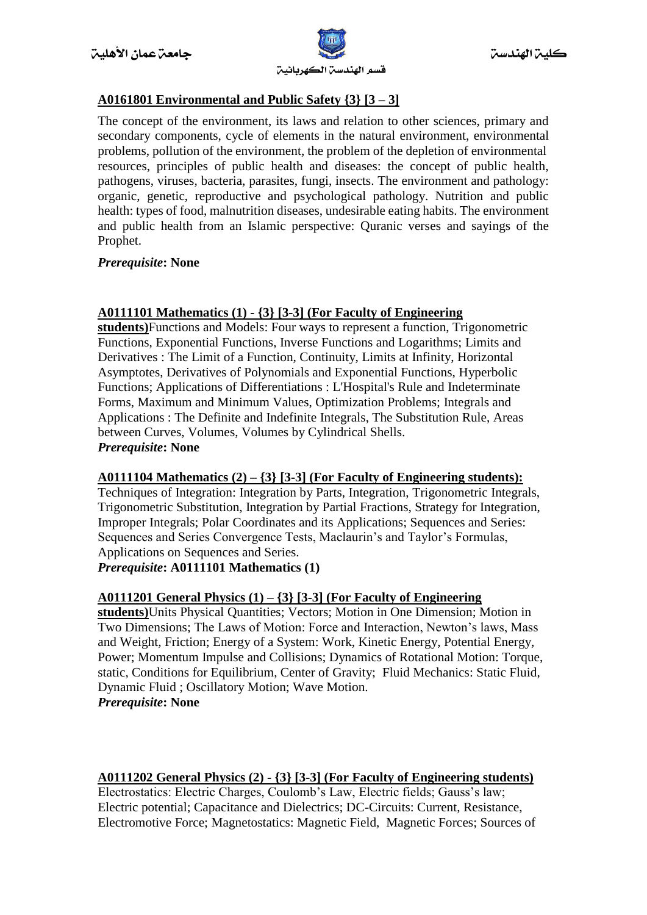**A0161801 Environmental and Public Safety {3} [3 – 3]**

The concept of the environment, its laws and relation to other sciences, primary and secondary components, cycle of elements in the natural environment, environmental problems, pollution of the environment, the problem of the depletion of environmental resources, principles of public health and diseases: the concept of public health, pathogens, viruses, bacteria, parasites, fungi, insects. The environment and pathology: organic, genetic, reproductive and psychological pathology. Nutrition and public health: types of food, malnutrition diseases, undesirable eating habits. The environment and public health from an Islamic perspective: Quranic verses and sayings of the Prophet.

***Prerequisite*: None**

**A0111101 Mathematics (1) - {3} [3-3] (For Faculty of Engineering students)**Functions and Models: Four ways to represent a function, Trigonometric Functions, Exponential Functions, Inverse Functions and Logarithms; Limits and Derivatives : The Limit of a Function, Continuity, Limits at Infinity, Horizontal Asymptotes, Derivatives of Polynomials and Exponential Functions, Hyperbolic Functions; Applications of Differentiations : L'Hospital's Rule and Indeterminate Forms, Maximum and Minimum Values, Optimization Problems; Integrals and Applications : The Definite and Indefinite Integrals, The Substitution Rule, Areas between Curves, Volumes, Volumes by Cylindrical Shells.
***Prerequisite*: None**

**A0111104 Mathematics (2) – {3} [3-3] (For Faculty of Engineering students):**
Techniques of Integration: Integration by Parts, Integration, Trigonometric Integrals, Trigonometric Substitution, Integration by Partial Fractions, Strategy for Integration, Improper Integrals; Polar Coordinates and its Applications; Sequences and Series: Sequences and Series Convergence Tests, Maclaurin's and Taylor's Formulas, Applications on Sequences and Series.
***Prerequisite*: A0111101 Mathematics (1)**

**A0111201 General Physics (1) – {3} [3-3] (For Faculty of Engineering students)**Units Physical Quantities; Vectors; Motion in One Dimension; Motion in Two Dimensions; The Laws of Motion: Force and Interaction, Newton's laws, Mass and Weight, Friction; Energy of a System: Work, Kinetic Energy, Potential Energy, Power; Momentum Impulse and Collisions; Dynamics of Rotational Motion: Torque, static, Conditions for Equilibrium, Center of Gravity; Fluid Mechanics: Static Fluid, Dynamic Fluid ; Oscillatory Motion; Wave Motion.
***Prerequisite*: None**

**A0111202 General Physics (2) - {3} [3-3] (For Faculty of Engineering students)**
Electrostatics: Electric Charges, Coulomb's Law, Electric fields; Gauss's law; Electric potential; Capacitance and Dielectrics; DC-Circuits: Current, Resistance, Electromotive Force; Magnetostatics: Magnetic Field, Magnetic Forces; Sources of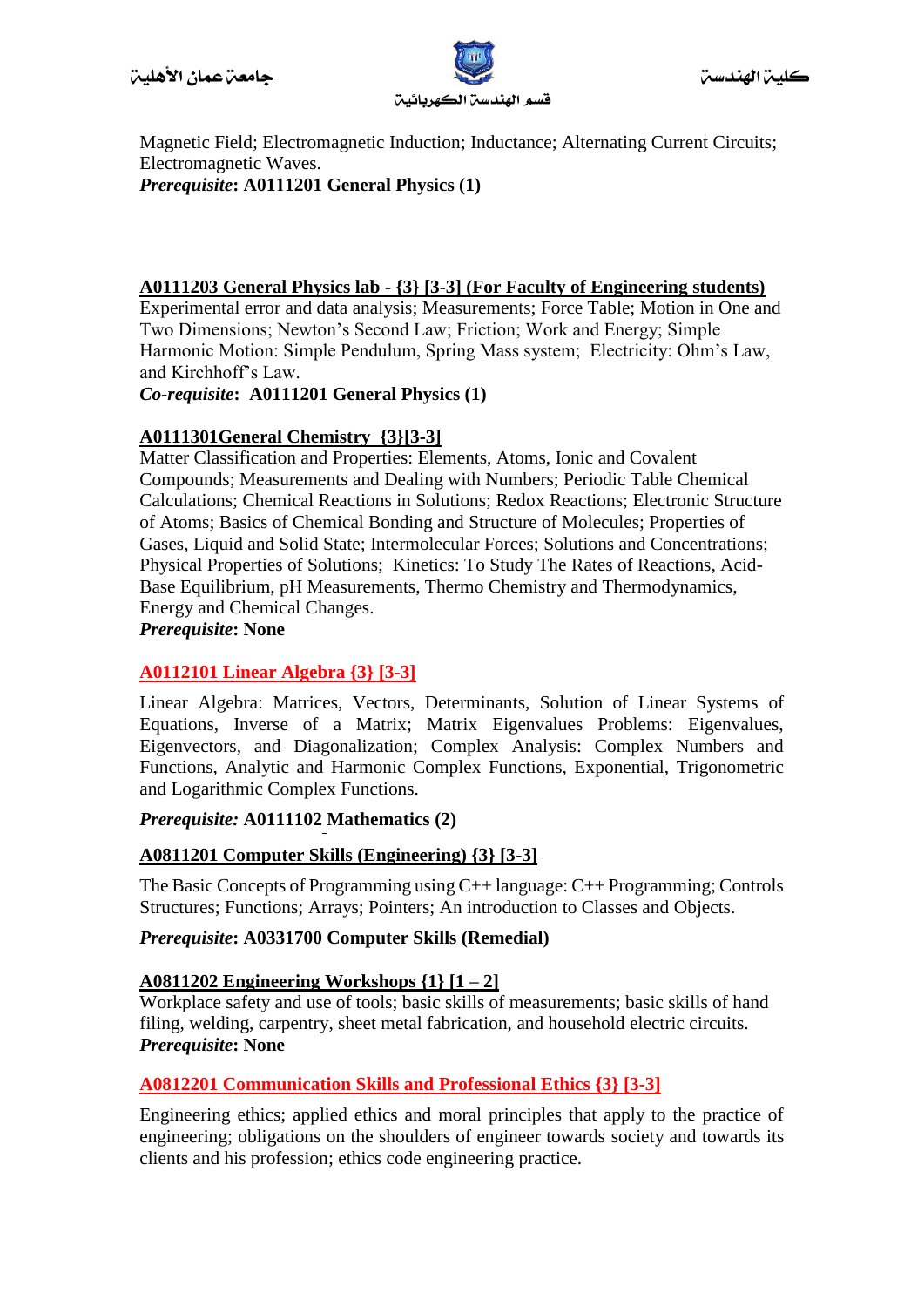Magnetic Field; Electromagnetic Induction; Inductance; Alternating Current Circuits; Electromagnetic Waves.
***Prerequisite*: A0111201 General Physics (1)**

**A0111203 General Physics lab - {3} [3-3] (For Faculty of Engineering students)**
Experimental error and data analysis; Measurements; Force Table; Motion in One and Two Dimensions; Newton's Second Law; Friction; Work and Energy; Simple Harmonic Motion: Simple Pendulum, Spring Mass system; Electricity: Ohm's Law, and Kirchhoff's Law.
***Co-requisite*: A0111201 General Physics (1)**

**A0111301General Chemistry {3}[3-3]**
Matter Classification and Properties: Elements, Atoms, Ionic and Covalent Compounds; Measurements and Dealing with Numbers; Periodic Table Chemical Calculations; Chemical Reactions in Solutions; Redox Reactions; Electronic Structure of Atoms; Basics of Chemical Bonding and Structure of Molecules; Properties of Gases, Liquid and Solid State; Intermolecular Forces; Solutions and Concentrations; Physical Properties of Solutions; Kinetics: To Study The Rates of Reactions, Acid-Base Equilibrium, pH Measurements, Thermo Chemistry and Thermodynamics, Energy and Chemical Changes.
***Prerequisite*: None**

**A0112101 Linear Algebra {3} [3-3]**

Linear Algebra: Matrices, Vectors, Determinants, Solution of Linear Systems of Equations, Inverse of a Matrix; Matrix Eigenvalues Problems: Eigenvalues, Eigenvectors, and Diagonalization; Complex Analysis: Complex Numbers and Functions, Analytic and Harmonic Complex Functions, Exponential, Trigonometric and Logarithmic Complex Functions.

***Prerequisite:* A0111102 Mathematics (2)**

**A0811201 Computer Skills (Engineering) {3} [3-3]**

The Basic Concepts of Programming using C++ language: C++ Programming; Controls Structures; Functions; Arrays; Pointers; An introduction to Classes and Objects.

***Prerequisite*: A0331700 Computer Skills (Remedial)**

**A0811202 Engineering Workshops {1} [1 – 2]**
Workplace safety and use of tools; basic skills of measurements; basic skills of hand filing, welding, carpentry, sheet metal fabrication, and household electric circuits.
***Prerequisite*: None**

**A0812201 Communication Skills and Professional Ethics {3} [3-3]**

Engineering ethics; applied ethics and moral principles that apply to the practice of engineering; obligations on the shoulders of engineer towards society and towards its clients and his profession; ethics code engineering practice.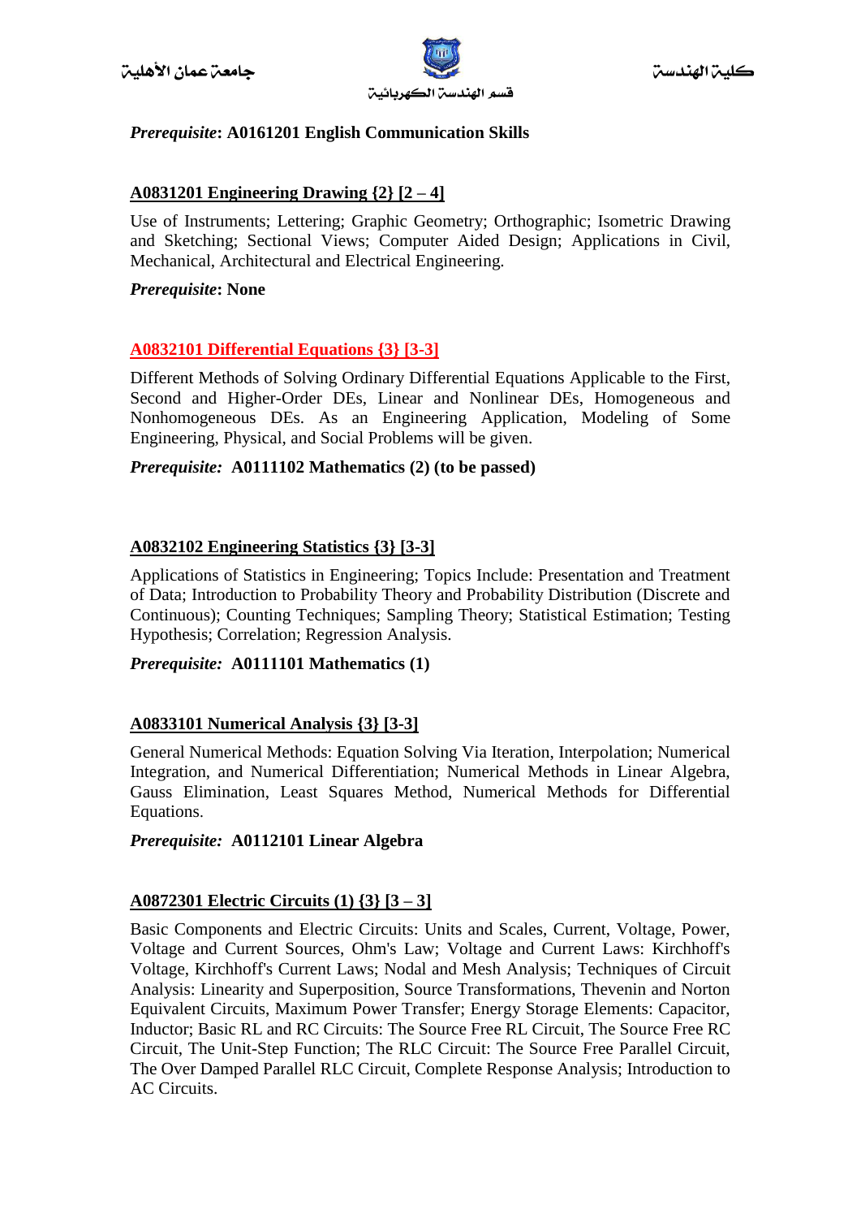***Prerequisite*: A0161201 English Communication Skills**

### A0831201 Engineering Drawing {2} [2 – 4]

Use of Instruments; Lettering; Graphic Geometry; Orthographic; Isometric Drawing and Sketching; Sectional Views; Computer Aided Design; Applications in Civil, Mechanical, Architectural and Electrical Engineering.

***Prerequisite*: None**

### A0832101 Differential Equations {3} [3-3]

Different Methods of Solving Ordinary Differential Equations Applicable to the First, Second and Higher-Order DEs, Linear and Nonlinear DEs, Homogeneous and Nonhomogeneous DEs. As an Engineering Application, Modeling of Some Engineering, Physical, and Social Problems will be given.

***Prerequisite:* A0111102 Mathematics (2) (to be passed)**

### A0832102 Engineering Statistics {3} [3-3]

Applications of Statistics in Engineering; Topics Include: Presentation and Treatment of Data; Introduction to Probability Theory and Probability Distribution (Discrete and Continuous); Counting Techniques; Sampling Theory; Statistical Estimation; Testing Hypothesis; Correlation; Regression Analysis.

***Prerequisite:* A0111101 Mathematics (1)**

### A0833101 Numerical Analysis {3} [3-3]

General Numerical Methods: Equation Solving Via Iteration, Interpolation; Numerical Integration, and Numerical Differentiation; Numerical Methods in Linear Algebra, Gauss Elimination, Least Squares Method, Numerical Methods for Differential Equations.

***Prerequisite:* A0112101 Linear Algebra**

### A0872301 Electric Circuits (1) {3} [3 – 3]

Basic Components and Electric Circuits: Units and Scales, Current, Voltage, Power, Voltage and Current Sources, Ohm's Law; Voltage and Current Laws: Kirchhoff's Voltage, Kirchhoff's Current Laws; Nodal and Mesh Analysis; Techniques of Circuit Analysis: Linearity and Superposition, Source Transformations, Thevenin and Norton Equivalent Circuits, Maximum Power Transfer; Energy Storage Elements: Capacitor, Inductor; Basic RL and RC Circuits: The Source Free RL Circuit, The Source Free RC Circuit, The Unit-Step Function; The RLC Circuit: The Source Free Parallel Circuit, The Over Damped Parallel RLC Circuit, Complete Response Analysis; Introduction to AC Circuits.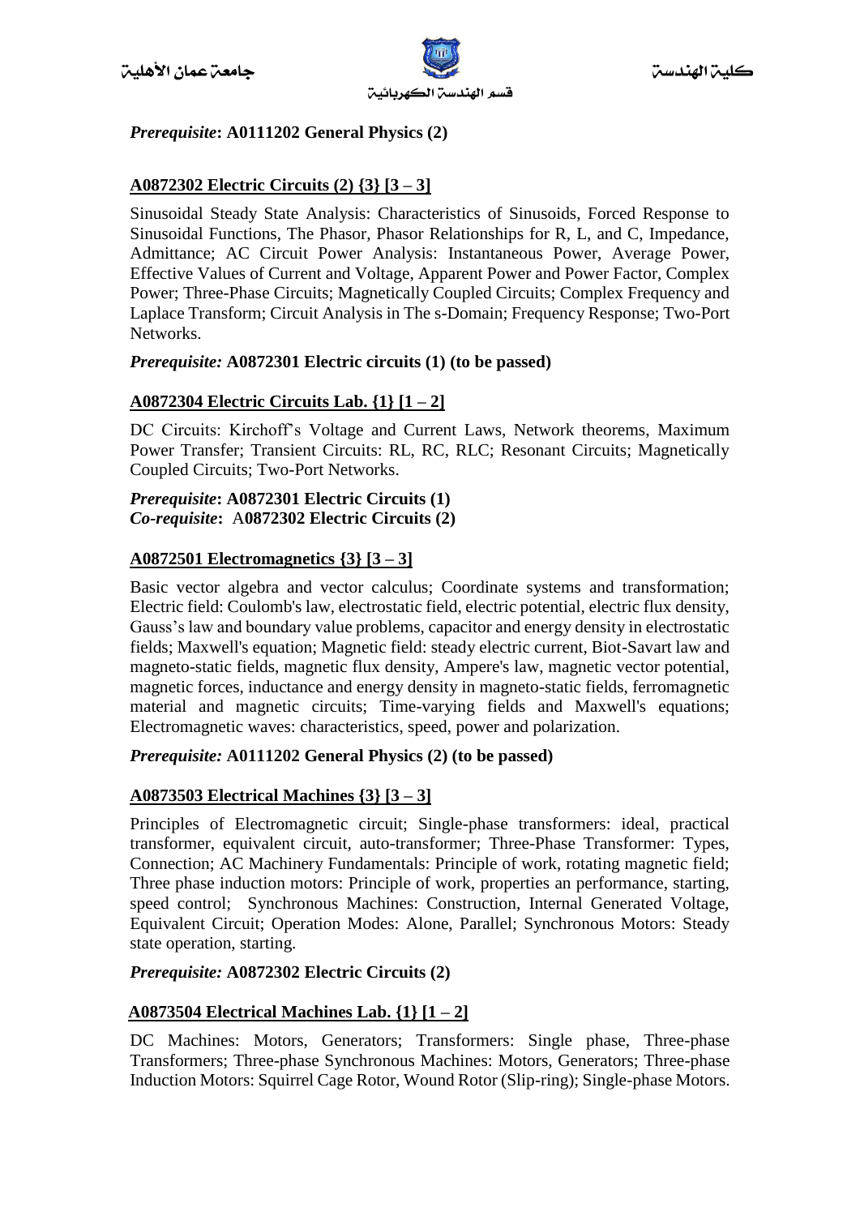*Prerequisite***: A0111202 General Physics (2)**

**A0872302 Electric Circuits (2) {3} [3 – 3]**

Sinusoidal Steady State Analysis: Characteristics of Sinusoids, Forced Response to Sinusoidal Functions, The Phasor, Phasor Relationships for R, L, and C, Impedance, Admittance; AC Circuit Power Analysis: Instantaneous Power, Average Power, Effective Values of Current and Voltage, Apparent Power and Power Factor, Complex Power; Three-Phase Circuits; Magnetically Coupled Circuits; Complex Frequency and Laplace Transform; Circuit Analysis in The s-Domain; Frequency Response; Two-Port Networks.

*Prerequisite:* **A0872301 Electric circuits (1) (to be passed)**

**A0872304 Electric Circuits Lab. {1} [1 – 2]**

DC Circuits: Kirchoff's Voltage and Current Laws, Network theorems, Maximum Power Transfer; Transient Circuits: RL, RC, RLC; Resonant Circuits; Magnetically Coupled Circuits; Two-Port Networks.

*Prerequisite***: A0872301 Electric Circuits (1)**
*Co-requisite***:** A**0872302 Electric Circuits (2)**

**A0872501 Electromagnetics {3} [3 – 3]**

Basic vector algebra and vector calculus; Coordinate systems and transformation; Electric field: Coulomb's law, electrostatic field, electric potential, electric flux density, Gauss's law and boundary value problems, capacitor and energy density in electrostatic fields; Maxwell's equation; Magnetic field: steady electric current, Biot-Savart law and magneto-static fields, magnetic flux density, Ampere's law, magnetic vector potential, magnetic forces, inductance and energy density in magneto-static fields, ferromagnetic material and magnetic circuits; Time-varying fields and Maxwell's equations; Electromagnetic waves: characteristics, speed, power and polarization.

*Prerequisite:* **A0111202 General Physics (2) (to be passed)**

**A0873503 Electrical Machines {3} [3 – 3]**

Principles of Electromagnetic circuit; Single-phase transformers: ideal, practical transformer, equivalent circuit, auto-transformer; Three-Phase Transformer: Types, Connection; AC Machinery Fundamentals: Principle of work, rotating magnetic field; Three phase induction motors: Principle of work, properties an performance, starting, speed control; Synchronous Machines: Construction, Internal Generated Voltage, Equivalent Circuit; Operation Modes: Alone, Parallel; Synchronous Motors: Steady state operation, starting.

*Prerequisite:* **A0872302 Electric Circuits (2)**

**A0873504 Electrical Machines Lab. {1} [1 – 2]**

DC Machines: Motors, Generators; Transformers: Single phase, Three-phase Transformers; Three-phase Synchronous Machines: Motors, Generators; Three-phase Induction Motors: Squirrel Cage Rotor, Wound Rotor (Slip-ring); Single-phase Motors.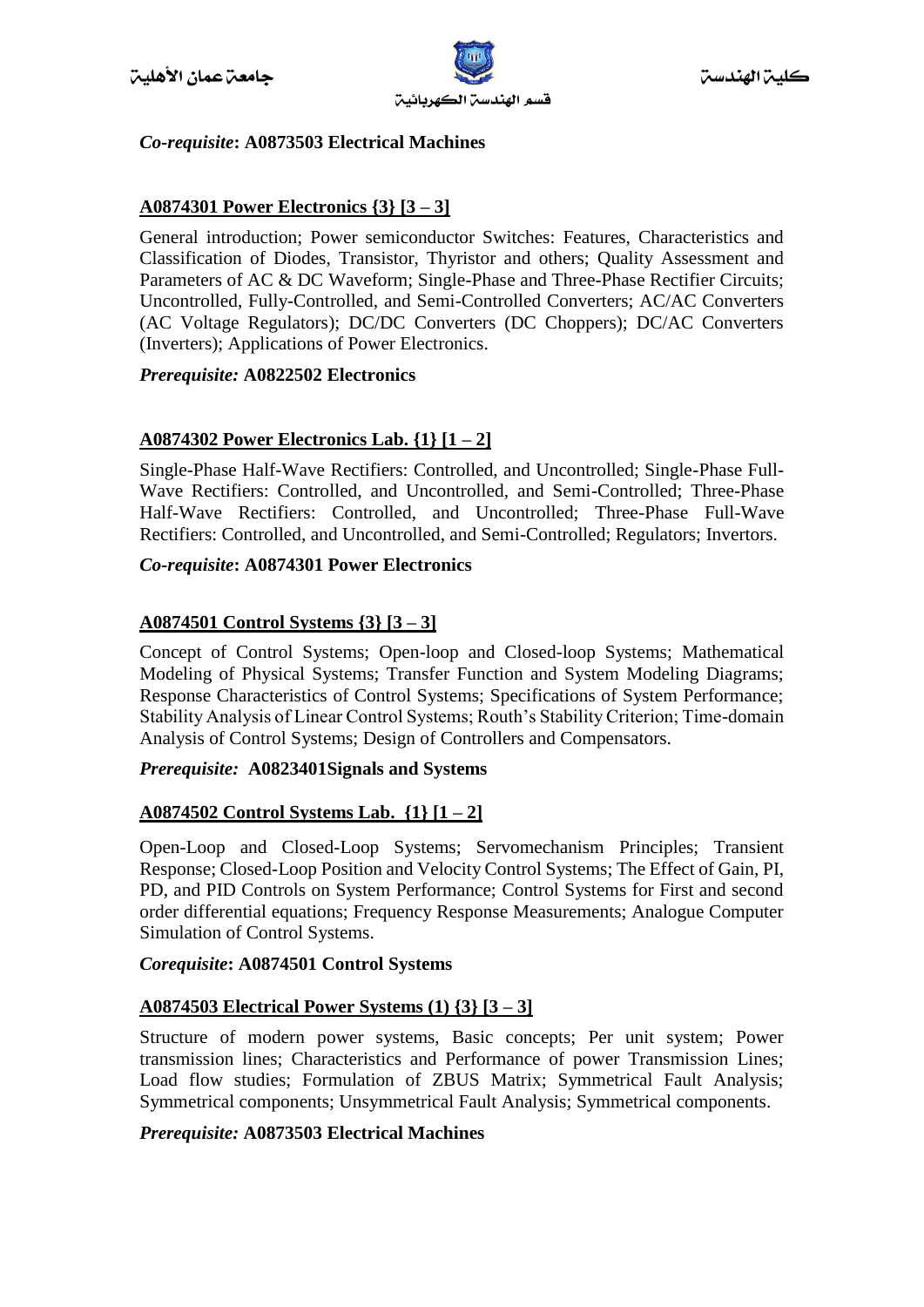*Co-requisite***: A0873503 Electrical Machines**

**A0874301 Power Electronics {3} [3 – 3]**

General introduction; Power semiconductor Switches: Features, Characteristics and Classification of Diodes, Transistor, Thyristor and others; Quality Assessment and Parameters of AC & DC Waveform; Single-Phase and Three-Phase Rectifier Circuits; Uncontrolled, Fully-Controlled, and Semi-Controlled Converters; AC/AC Converters (AC Voltage Regulators); DC/DC Converters (DC Choppers); DC/AC Converters (Inverters); Applications of Power Electronics.

*Prerequisite:* **A0822502 Electronics**

**A0874302 Power Electronics Lab. {1} [1 – 2]**

Single-Phase Half-Wave Rectifiers: Controlled, and Uncontrolled; Single-Phase Full-Wave Rectifiers: Controlled, and Uncontrolled, and Semi-Controlled; Three-Phase Half-Wave Rectifiers: Controlled, and Uncontrolled; Three-Phase Full-Wave Rectifiers: Controlled, and Uncontrolled, and Semi-Controlled; Regulators; Invertors.

*Co-requisite***: A0874301 Power Electronics**

**A0874501 Control Systems {3} [3 – 3]**

Concept of Control Systems; Open-loop and Closed-loop Systems; Mathematical Modeling of Physical Systems; Transfer Function and System Modeling Diagrams; Response Characteristics of Control Systems; Specifications of System Performance; Stability Analysis of Linear Control Systems; Routh's Stability Criterion; Time-domain Analysis of Control Systems; Design of Controllers and Compensators.

*Prerequisite:* **A0823401Signals and Systems**

**A0874502 Control Systems Lab. {1} [1 – 2]**

Open-Loop and Closed-Loop Systems; Servomechanism Principles; Transient Response; Closed-Loop Position and Velocity Control Systems; The Effect of Gain, PI, PD, and PID Controls on System Performance; Control Systems for First and second order differential equations; Frequency Response Measurements; Analogue Computer Simulation of Control Systems.

*Corequisite***: A0874501 Control Systems**

**A0874503 Electrical Power Systems (1) {3} [3 – 3]**

Structure of modern power systems, Basic concepts; Per unit system; Power transmission lines; Characteristics and Performance of power Transmission Lines; Load flow studies; Formulation of ZBUS Matrix; Symmetrical Fault Analysis; Symmetrical components; Unsymmetrical Fault Analysis; Symmetrical components.

*Prerequisite:* **A0873503 Electrical Machines**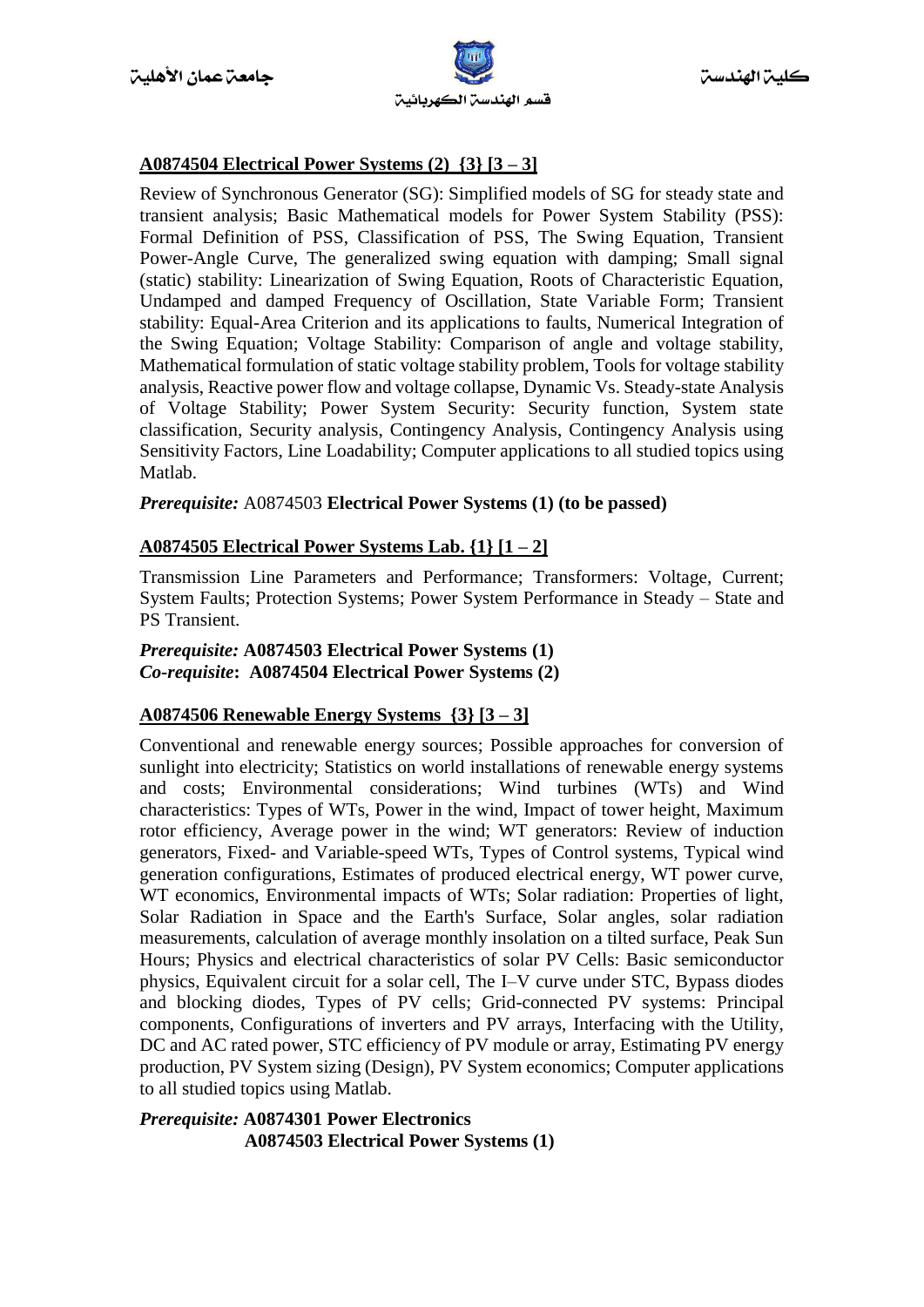## A0874504 Electrical Power Systems (2) {3} [3 – 3]

Review of Synchronous Generator (SG): Simplified models of SG for steady state and transient analysis; Basic Mathematical models for Power System Stability (PSS): Formal Definition of PSS, Classification of PSS, The Swing Equation, Transient Power-Angle Curve, The generalized swing equation with damping; Small signal (static) stability: Linearization of Swing Equation, Roots of Characteristic Equation, Undamped and damped Frequency of Oscillation, State Variable Form; Transient stability: Equal-Area Criterion and its applications to faults, Numerical Integration of the Swing Equation; Voltage Stability: Comparison of angle and voltage stability, Mathematical formulation of static voltage stability problem, Tools for voltage stability analysis, Reactive power flow and voltage collapse, Dynamic Vs. Steady-state Analysis of Voltage Stability; Power System Security: Security function, System state classification, Security analysis, Contingency Analysis, Contingency Analysis using Sensitivity Factors, Line Loadability; Computer applications to all studied topics using Matlab.

***Prerequisite:*** A0874503 **Electrical Power Systems (1) (to be passed)**

## A0874505 Electrical Power Systems Lab. {1} [1 – 2]

Transmission Line Parameters and Performance; Transformers: Voltage, Current; System Faults; Protection Systems; Power System Performance in Steady – State and PS Transient.

***Prerequisite:*** **A0874503 Electrical Power Systems (1)**
***Co-requisite*:** **A0874504 Electrical Power Systems (2)**

## A0874506 Renewable Energy Systems {3} [3 – 3]

Conventional and renewable energy sources; Possible approaches for conversion of sunlight into electricity; Statistics on world installations of renewable energy systems and costs; Environmental considerations; Wind turbines (WTs) and Wind characteristics: Types of WTs, Power in the wind, Impact of tower height, Maximum rotor efficiency, Average power in the wind; WT generators: Review of induction generators, Fixed- and Variable-speed WTs, Types of Control systems, Typical wind generation configurations, Estimates of produced electrical energy, WT power curve, WT economics, Environmental impacts of WTs; Solar radiation: Properties of light, Solar Radiation in Space and the Earth's Surface, Solar angles, solar radiation measurements, calculation of average monthly insolation on a tilted surface, Peak Sun Hours; Physics and electrical characteristics of solar PV Cells: Basic semiconductor physics, Equivalent circuit for a solar cell, The I–V curve under STC, Bypass diodes and blocking diodes, Types of PV cells; Grid-connected PV systems: Principal components, Configurations of inverters and PV arrays, Interfacing with the Utility, DC and AC rated power, STC efficiency of PV module or array, Estimating PV energy production, PV System sizing (Design), PV System economics; Computer applications to all studied topics using Matlab.

***Prerequisite:*** **A0874301 Power Electronics**
**A0874503 Electrical Power Systems (1)**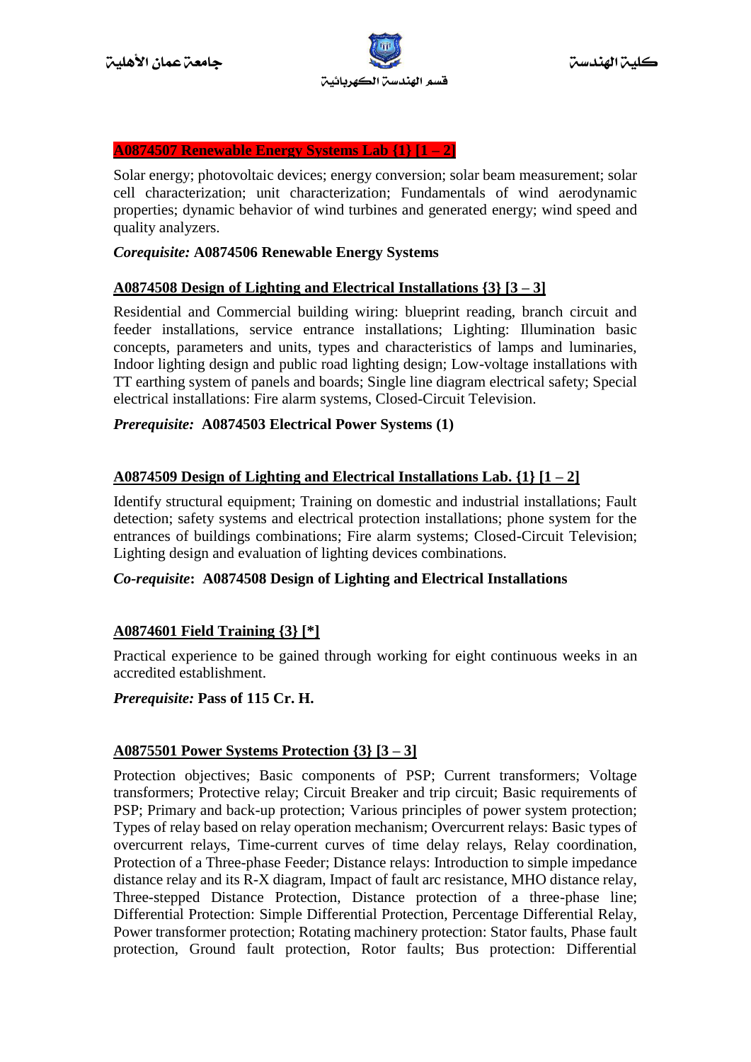**A0874507 Renewable Energy Systems Lab {1} [1 – 2]**

Solar energy; photovoltaic devices; energy conversion; solar beam measurement; solar cell characterization; unit characterization; Fundamentals of wind aerodynamic properties; dynamic behavior of wind turbines and generated energy; wind speed and quality analyzers.

***Corequisite:*** **A0874506 Renewable Energy Systems**

**A0874508 Design of Lighting and Electrical Installations {3} [3 – 3]**

Residential and Commercial building wiring: blueprint reading, branch circuit and feeder installations, service entrance installations; Lighting: Illumination basic concepts, parameters and units, types and characteristics of lamps and luminaries, Indoor lighting design and public road lighting design; Low-voltage installations with TT earthing system of panels and boards; Single line diagram electrical safety; Special electrical installations: Fire alarm systems, Closed-Circuit Television.

***Prerequisite:*** **A0874503 Electrical Power Systems (1)**

**A0874509 Design of Lighting and Electrical Installations Lab. {1} [1 – 2]**

Identify structural equipment; Training on domestic and industrial installations; Fault detection; safety systems and electrical protection installations; phone system for the entrances of buildings combinations; Fire alarm systems; Closed-Circuit Television; Lighting design and evaluation of lighting devices combinations.

***Co-requisite*****: A0874508 Design of Lighting and Electrical Installations**

**A0874601 Field Training {3} [*]**

Practical experience to be gained through working for eight continuous weeks in an accredited establishment.

***Prerequisite:*** **Pass of 115 Cr. H.**

**A0875501 Power Systems Protection {3} [3 – 3]**

Protection objectives; Basic components of PSP; Current transformers; Voltage transformers; Protective relay; Circuit Breaker and trip circuit; Basic requirements of PSP; Primary and back-up protection; Various principles of power system protection; Types of relay based on relay operation mechanism; Overcurrent relays: Basic types of overcurrent relays, Time-current curves of time delay relays, Relay coordination, Protection of a Three-phase Feeder; Distance relays: Introduction to simple impedance distance relay and its R-X diagram, Impact of fault arc resistance, MHO distance relay, Three-stepped Distance Protection, Distance protection of a three-phase line; Differential Protection: Simple Differential Protection, Percentage Differential Relay, Power transformer protection; Rotating machinery protection: Stator faults, Phase fault protection, Ground fault protection, Rotor faults; Bus protection: Differential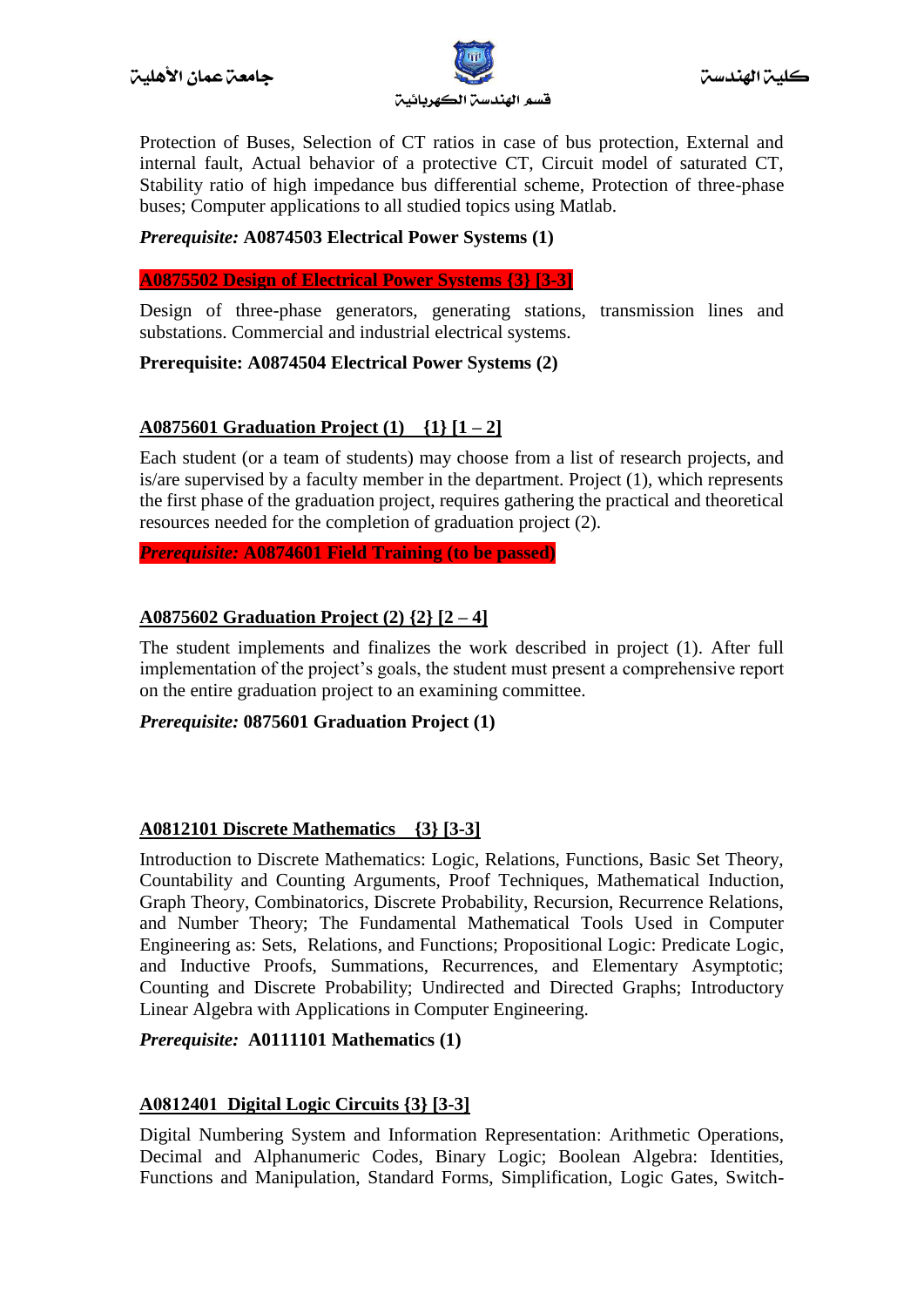Protection of Buses, Selection of CT ratios in case of bus protection, External and internal fault, Actual behavior of a protective CT, Circuit model of saturated CT, Stability ratio of high impedance bus differential scheme, Protection of three-phase buses; Computer applications to all studied topics using Matlab.

***Prerequisite:*** **A0874503 Electrical Power Systems (1)**

**A0875502 Design of Electrical Power Systems {3} [3-3]**

Design of three-phase generators, generating stations, transmission lines and substations. Commercial and industrial electrical systems.

**Prerequisite: A0874504 Electrical Power Systems (2)**

**A0875601 Graduation Project (1) {1} [1 – 2]**

Each student (or a team of students) may choose from a list of research projects, and is/are supervised by a faculty member in the department. Project (1), which represents the first phase of the graduation project, requires gathering the practical and theoretical resources needed for the completion of graduation project (2).

***Prerequisite:*** **A0874601 Field Training (to be passed)**

**A0875602 Graduation Project (2) {2} [2 – 4]**

The student implements and finalizes the work described in project (1). After full implementation of the project's goals, the student must present a comprehensive report on the entire graduation project to an examining committee.

***Prerequisite:*** **0875601 Graduation Project (1)**

**A0812101 Discrete Mathematics {3} [3-3]**

Introduction to Discrete Mathematics: Logic, Relations, Functions, Basic Set Theory, Countability and Counting Arguments, Proof Techniques, Mathematical Induction, Graph Theory, Combinatorics, Discrete Probability, Recursion, Recurrence Relations, and Number Theory; The Fundamental Mathematical Tools Used in Computer Engineering as: Sets, Relations, and Functions; Propositional Logic: Predicate Logic, and Inductive Proofs, Summations, Recurrences, and Elementary Asymptotic; Counting and Discrete Probability; Undirected and Directed Graphs; Introductory Linear Algebra with Applications in Computer Engineering.

***Prerequisite:*** **A0111101 Mathematics (1)**

**A0812401 Digital Logic Circuits {3} [3-3]**

Digital Numbering System and Information Representation: Arithmetic Operations, Decimal and Alphanumeric Codes, Binary Logic; Boolean Algebra: Identities, Functions and Manipulation, Standard Forms, Simplification, Logic Gates, Switch-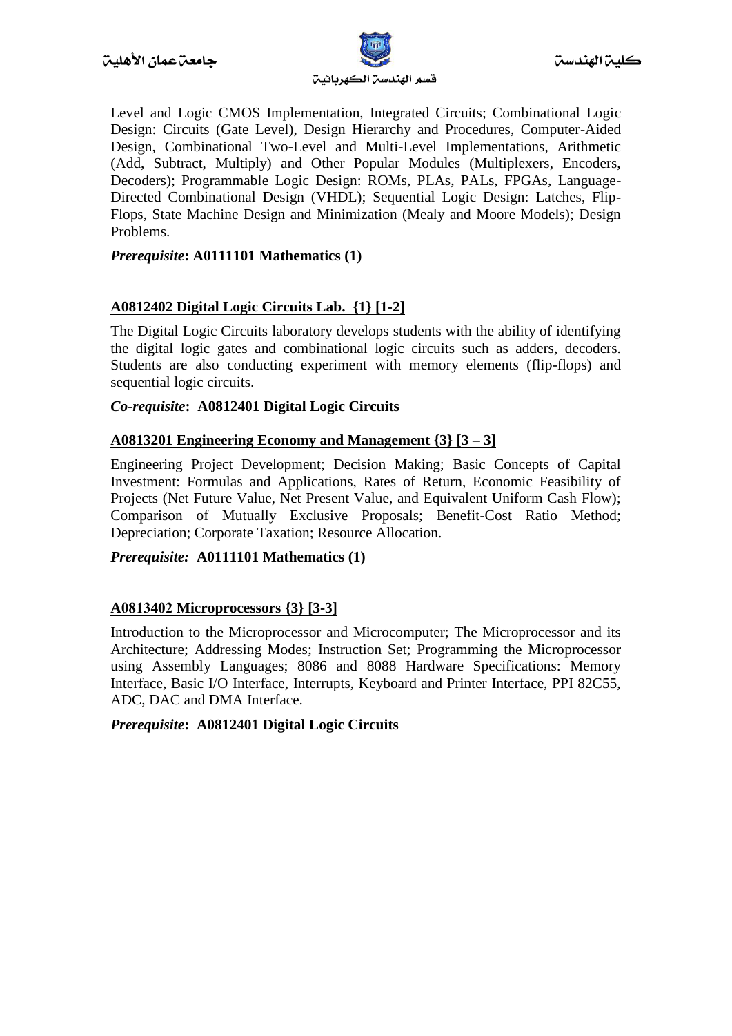Level and Logic CMOS Implementation, Integrated Circuits; Combinational Logic Design: Circuits (Gate Level), Design Hierarchy and Procedures, Computer-Aided Design, Combinational Two-Level and Multi-Level Implementations, Arithmetic (Add, Subtract, Multiply) and Other Popular Modules (Multiplexers, Encoders, Decoders); Programmable Logic Design: ROMs, PLAs, PALs, FPGAs, Language-Directed Combinational Design (VHDL); Sequential Logic Design: Latches, Flip-Flops, State Machine Design and Minimization (Mealy and Moore Models); Design Problems.

***Prerequisite*: A0111101 Mathematics (1)**

**A0812402 Digital Logic Circuits Lab. {1} [1-2]**

The Digital Logic Circuits laboratory develops students with the ability of identifying the digital logic gates and combinational logic circuits such as adders, decoders. Students are also conducting experiment with memory elements (flip-flops) and sequential logic circuits.

***Co-requisite*: A0812401 Digital Logic Circuits**

**A0813201 Engineering Economy and Management {3} [3 – 3]**

Engineering Project Development; Decision Making; Basic Concepts of Capital Investment: Formulas and Applications, Rates of Return, Economic Feasibility of Projects (Net Future Value, Net Present Value, and Equivalent Uniform Cash Flow); Comparison of Mutually Exclusive Proposals; Benefit-Cost Ratio Method; Depreciation; Corporate Taxation; Resource Allocation.

***Prerequisite:* A0111101 Mathematics (1)**

**A0813402 Microprocessors {3} [3-3]**

Introduction to the Microprocessor and Microcomputer; The Microprocessor and its Architecture; Addressing Modes; Instruction Set; Programming the Microprocessor using Assembly Languages; 8086 and 8088 Hardware Specifications: Memory Interface, Basic I/O Interface, Interrupts, Keyboard and Printer Interface, PPI 82C55, ADC, DAC and DMA Interface.

***Prerequisite*: A0812401 Digital Logic Circuits**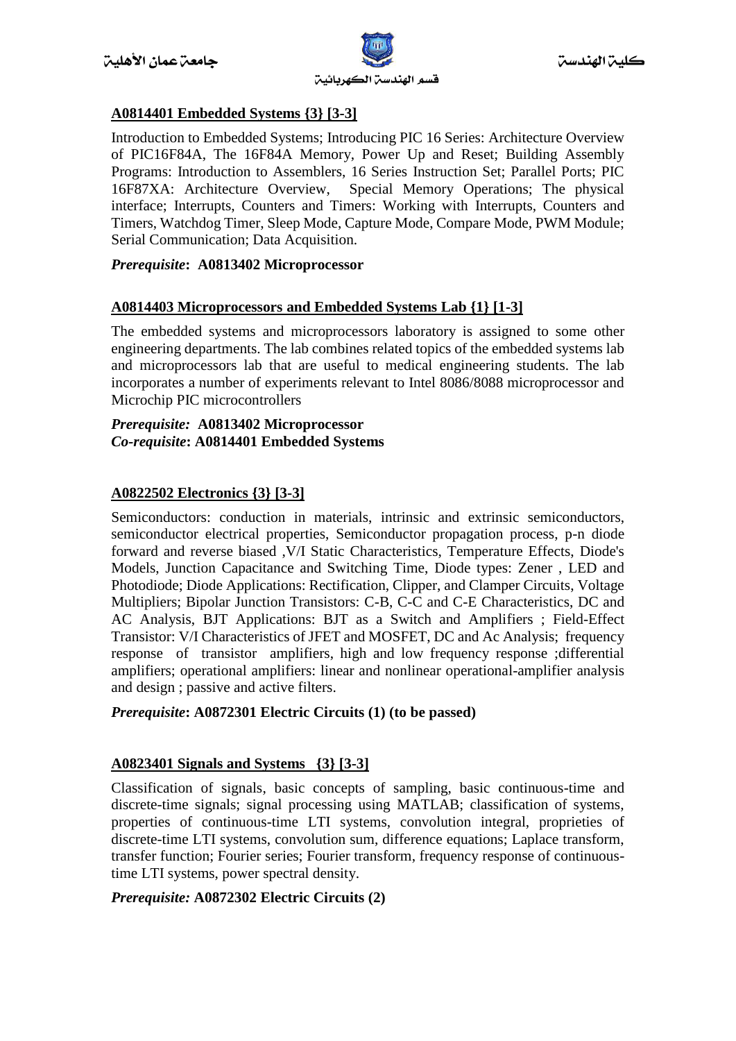### A0814401 Embedded Systems {3} [3-3]

Introduction to Embedded Systems; Introducing PIC 16 Series: Architecture Overview of PIC16F84A, The 16F84A Memory, Power Up and Reset; Building Assembly Programs: Introduction to Assemblers, 16 Series Instruction Set; Parallel Ports; PIC 16F87XA: Architecture Overview, Special Memory Operations; The physical interface; Interrupts, Counters and Timers: Working with Interrupts, Counters and Timers, Watchdog Timer, Sleep Mode, Capture Mode, Compare Mode, PWM Module; Serial Communication; Data Acquisition.

***Prerequisite*: A0813402 Microprocessor**

### A0814403 Microprocessors and Embedded Systems Lab {1} [1-3]

The embedded systems and microprocessors laboratory is assigned to some other engineering departments. The lab combines related topics of the embedded systems lab and microprocessors lab that are useful to medical engineering students. The lab incorporates a number of experiments relevant to Intel 8086/8088 microprocessor and Microchip PIC microcontrollers

***Prerequisite:* A0813402 Microprocessor**
***Co-requisite*: A0814401 Embedded Systems**

### A0822502 Electronics {3} [3-3]

Semiconductors: conduction in materials, intrinsic and extrinsic semiconductors, semiconductor electrical properties, Semiconductor propagation process, p-n diode forward and reverse biased ,V/I Static Characteristics, Temperature Effects, Diode's Models, Junction Capacitance and Switching Time, Diode types: Zener , LED and Photodiode; Diode Applications: Rectification, Clipper, and Clamper Circuits, Voltage Multipliers; Bipolar Junction Transistors: C-B, C-C and C-E Characteristics, DC and AC Analysis, BJT Applications: BJT as a Switch and Amplifiers ; Field-Effect Transistor: V/I Characteristics of JFET and MOSFET, DC and Ac Analysis; frequency response of transistor amplifiers, high and low frequency response ;differential amplifiers; operational amplifiers: linear and nonlinear operational-amplifier analysis and design ; passive and active filters.

***Prerequisite*: A0872301 Electric Circuits (1) (to be passed)**

### A0823401 Signals and Systems {3} [3-3]

Classification of signals, basic concepts of sampling, basic continuous-time and discrete-time signals; signal processing using MATLAB; classification of systems, properties of continuous-time LTI systems, convolution integral, proprieties of discrete-time LTI systems, convolution sum, difference equations; Laplace transform, transfer function; Fourier series; Fourier transform, frequency response of continuous-time LTI systems, power spectral density.

***Prerequisite:* A0872302 Electric Circuits (2)**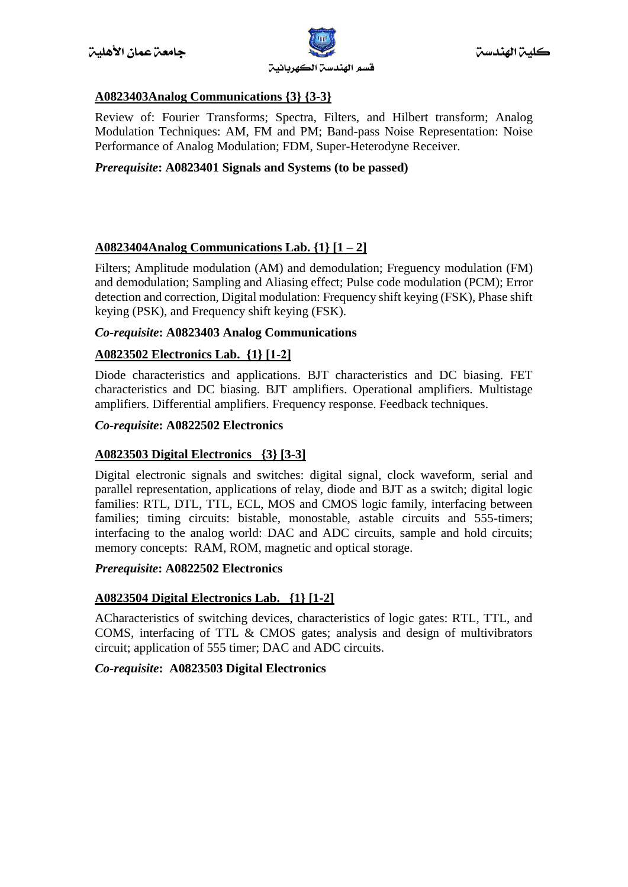**A0823403Analog Communications {3} {3-3}**

Review of: Fourier Transforms; Spectra, Filters, and Hilbert transform; Analog Modulation Techniques: AM, FM and PM; Band-pass Noise Representation: Noise Performance of Analog Modulation; FDM, Super-Heterodyne Receiver.

***Prerequisite*: A0823401 Signals and Systems (to be passed)**

**A0823404Analog Communications Lab. {1} [1 – 2]**

Filters; Amplitude modulation (AM) and demodulation; Freguency modulation (FM) and demodulation; Sampling and Aliasing effect; Pulse code modulation (PCM); Error detection and correction, Digital modulation: Frequency shift keying (FSK), Phase shift keying (PSK), and Frequency shift keying (FSK).

***Co-requisite*: A0823403 Analog Communications**

**A0823502 Electronics Lab. {1} [1-2]**

Diode characteristics and applications. BJT characteristics and DC biasing. FET characteristics and DC biasing. BJT amplifiers. Operational amplifiers. Multistage amplifiers. Differential amplifiers. Frequency response. Feedback techniques.

***Co-requisite*: A0822502 Electronics**

**A0823503 Digital Electronics {3} [3-3]**

Digital electronic signals and switches: digital signal, clock waveform, serial and parallel representation, applications of relay, diode and BJT as a switch; digital logic families: RTL, DTL, TTL, ECL, MOS and CMOS logic family, interfacing between families; timing circuits: bistable, monostable, astable circuits and 555-timers; interfacing to the analog world: DAC and ADC circuits, sample and hold circuits; memory concepts: RAM, ROM, magnetic and optical storage.

***Prerequisite*: A0822502 Electronics**

**A0823504 Digital Electronics Lab. {1} [1-2]**

ACharacteristics of switching devices, characteristics of logic gates: RTL, TTL, and COMS, interfacing of TTL & CMOS gates; analysis and design of multivibrators circuit; application of 555 timer; DAC and ADC circuits.

***Co-requisite*: A0823503 Digital Electronics**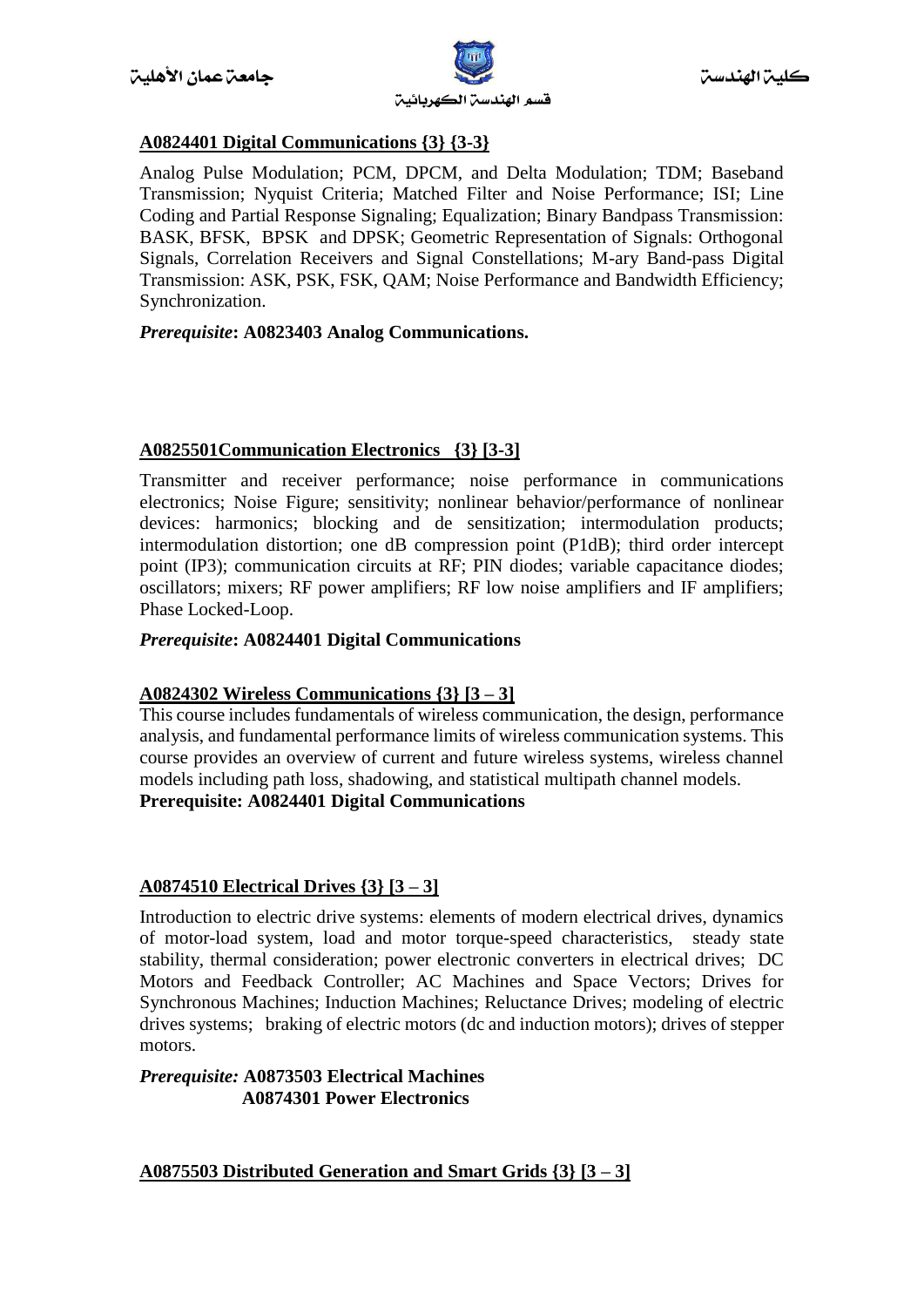### A0824401 Digital Communications {3} {3-3}

Analog Pulse Modulation; PCM, DPCM, and Delta Modulation; TDM; Baseband Transmission; Nyquist Criteria; Matched Filter and Noise Performance; ISI; Line Coding and Partial Response Signaling; Equalization; Binary Bandpass Transmission: BASK, BFSK, BPSK and DPSK; Geometric Representation of Signals: Orthogonal Signals, Correlation Receivers and Signal Constellations; M-ary Band-pass Digital Transmission: ASK, PSK, FSK, QAM; Noise Performance and Bandwidth Efficiency; Synchronization.

***Prerequisite*: A0823403 Analog Communications.**

### A0825501Communication Electronics {3} [3-3]

Transmitter and receiver performance; noise performance in communications electronics; Noise Figure; sensitivity; nonlinear behavior/performance of nonlinear devices: harmonics; blocking and de sensitization; intermodulation products; intermodulation distortion; one dB compression point (P1dB); third order intercept point (IP3); communication circuits at RF; PIN diodes; variable capacitance diodes; oscillators; mixers; RF power amplifiers; RF low noise amplifiers and IF amplifiers; Phase Locked-Loop.

***Prerequisite*: A0824401 Digital Communications**

### A0824302 Wireless Communications {3} [3 – 3]

This course includes fundamentals of wireless communication, the design, performance analysis, and fundamental performance limits of wireless communication systems. This course provides an overview of current and future wireless systems, wireless channel models including path loss, shadowing, and statistical multipath channel models.

**Prerequisite: A0824401 Digital Communications**

### A0874510 Electrical Drives {3} [3 – 3]

Introduction to electric drive systems: elements of modern electrical drives, dynamics of motor-load system, load and motor torque-speed characteristics, steady state stability, thermal consideration; power electronic converters in electrical drives; DC Motors and Feedback Controller; AC Machines and Space Vectors; Drives for Synchronous Machines; Induction Machines; Reluctance Drives; modeling of electric drives systems; braking of electric motors (dc and induction motors); drives of stepper motors.

*Prerequisite:* **A0873503 Electrical Machines**
**A0874301 Power Electronics**

### A0875503 Distributed Generation and Smart Grids {3} [3 – 3]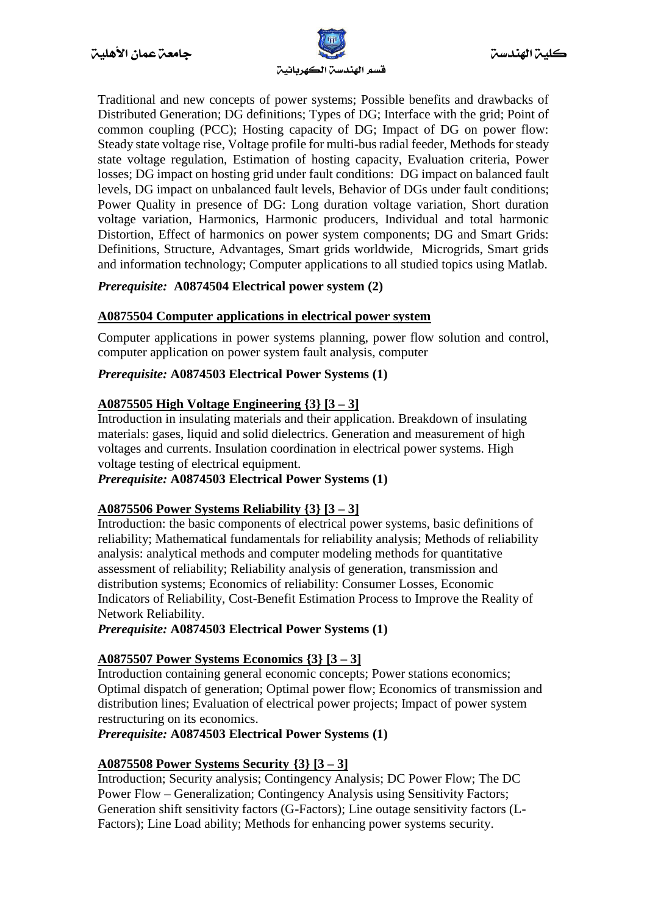Traditional and new concepts of power systems; Possible benefits and drawbacks of Distributed Generation; DG definitions; Types of DG; Interface with the grid; Point of common coupling (PCC); Hosting capacity of DG; Impact of DG on power flow: Steady state voltage rise, Voltage profile for multi-bus radial feeder, Methods for steady state voltage regulation, Estimation of hosting capacity, Evaluation criteria, Power losses; DG impact on hosting grid under fault conditions: DG impact on balanced fault levels, DG impact on unbalanced fault levels, Behavior of DGs under fault conditions; Power Quality in presence of DG: Long duration voltage variation, Short duration voltage variation, Harmonics, Harmonic producers, Individual and total harmonic Distortion, Effect of harmonics on power system components; DG and Smart Grids: Definitions, Structure, Advantages, Smart grids worldwide, Microgrids, Smart grids and information technology; Computer applications to all studied topics using Matlab.

***Prerequisite:* A0874504 Electrical power system (2)**

**A0875504 Computer applications in electrical power system**

Computer applications in power systems planning, power flow solution and control, computer application on power system fault analysis, computer

***Prerequisite:* A0874503 Electrical Power Systems (1)**

**A0875505 High Voltage Engineering {3} [3 – 3]**

Introduction in insulating materials and their application. Breakdown of insulating materials: gases, liquid and solid dielectrics. Generation and measurement of high voltages and currents. Insulation coordination in electrical power systems. High voltage testing of electrical equipment.

***Prerequisite:* A0874503 Electrical Power Systems (1)**

**A0875506 Power Systems Reliability {3} [3 – 3]**

Introduction: the basic components of electrical power systems, basic definitions of reliability; Mathematical fundamentals for reliability analysis; Methods of reliability analysis: analytical methods and computer modeling methods for quantitative assessment of reliability; Reliability analysis of generation, transmission and distribution systems; Economics of reliability: Consumer Losses, Economic Indicators of Reliability, Cost-Benefit Estimation Process to Improve the Reality of Network Reliability.

***Prerequisite:* A0874503 Electrical Power Systems (1)**

**A0875507 Power Systems Economics {3} [3 – 3]**

Introduction containing general economic concepts; Power stations economics; Optimal dispatch of generation; Optimal power flow; Economics of transmission and distribution lines; Evaluation of electrical power projects; Impact of power system restructuring on its economics.

***Prerequisite:* A0874503 Electrical Power Systems (1)**

**A0875508 Power Systems Security {3} [3 – 3]**

Introduction; Security analysis; Contingency Analysis; DC Power Flow; The DC Power Flow – Generalization; Contingency Analysis using Sensitivity Factors; Generation shift sensitivity factors (G-Factors); Line outage sensitivity factors (L-Factors); Line Load ability; Methods for enhancing power systems security.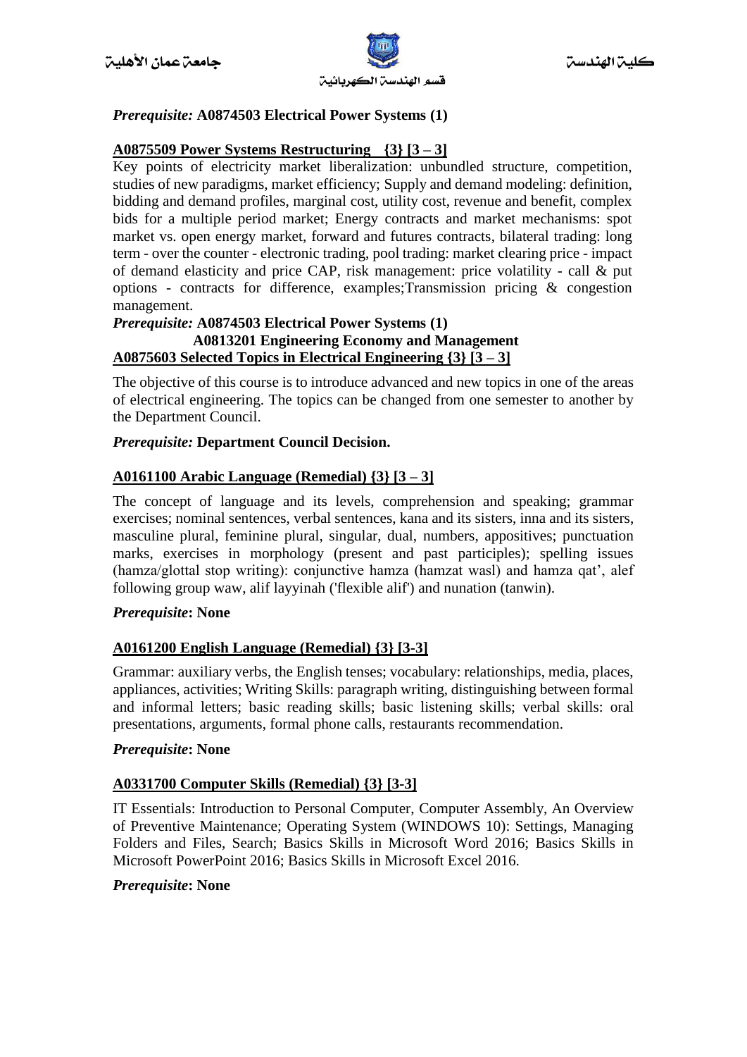*Prerequisite:* **A0874503 Electrical Power Systems (1)**

**A0875509 Power Systems Restructuring {3} [3 – 3]**

Key points of electricity market liberalization: unbundled structure, competition, studies of new paradigms, market efficiency; Supply and demand modeling: definition, bidding and demand profiles, marginal cost, utility cost, revenue and benefit, complex bids for a multiple period market; Energy contracts and market mechanisms: spot market vs. open energy market, forward and futures contracts, bilateral trading: long term - over the counter - electronic trading, pool trading: market clearing price - impact of demand elasticity and price CAP, risk management: price volatility - call & put options - contracts for difference, examples;Transmission pricing & congestion management.

*Prerequisite:* **A0874503 Electrical Power Systems (1)**
**A0813201 Engineering Economy and Management**

**A0875603 Selected Topics in Electrical Engineering {3} [3 – 3]**

The objective of this course is to introduce advanced and new topics in one of the areas of electrical engineering. The topics can be changed from one semester to another by the Department Council.

*Prerequisite:* **Department Council Decision.**

**A0161100 Arabic Language (Remedial) {3} [3 – 3]**

The concept of language and its levels, comprehension and speaking; grammar exercises; nominal sentences, verbal sentences, kana and its sisters, inna and its sisters, masculine plural, feminine plural, singular, dual, numbers, appositives; punctuation marks, exercises in morphology (present and past participles); spelling issues (hamza/glottal stop writing): conjunctive hamza (hamzat wasl) and hamza qat', alef following group waw, alif layyinah ('flexible alif') and nunation (tanwin).

*Prerequisite***: None**

**A0161200 English Language (Remedial) {3} [3-3]**

Grammar: auxiliary verbs, the English tenses; vocabulary: relationships, media, places, appliances, activities; Writing Skills: paragraph writing, distinguishing between formal and informal letters; basic reading skills; basic listening skills; verbal skills: oral presentations, arguments, formal phone calls, restaurants recommendation.

*Prerequisite***: None**

**A0331700 Computer Skills (Remedial) {3} [3-3]**

IT Essentials: Introduction to Personal Computer, Computer Assembly, An Overview of Preventive Maintenance; Operating System (WINDOWS 10): Settings, Managing Folders and Files, Search; Basics Skills in Microsoft Word 2016; Basics Skills in Microsoft PowerPoint 2016; Basics Skills in Microsoft Excel 2016.

*Prerequisite***: None**